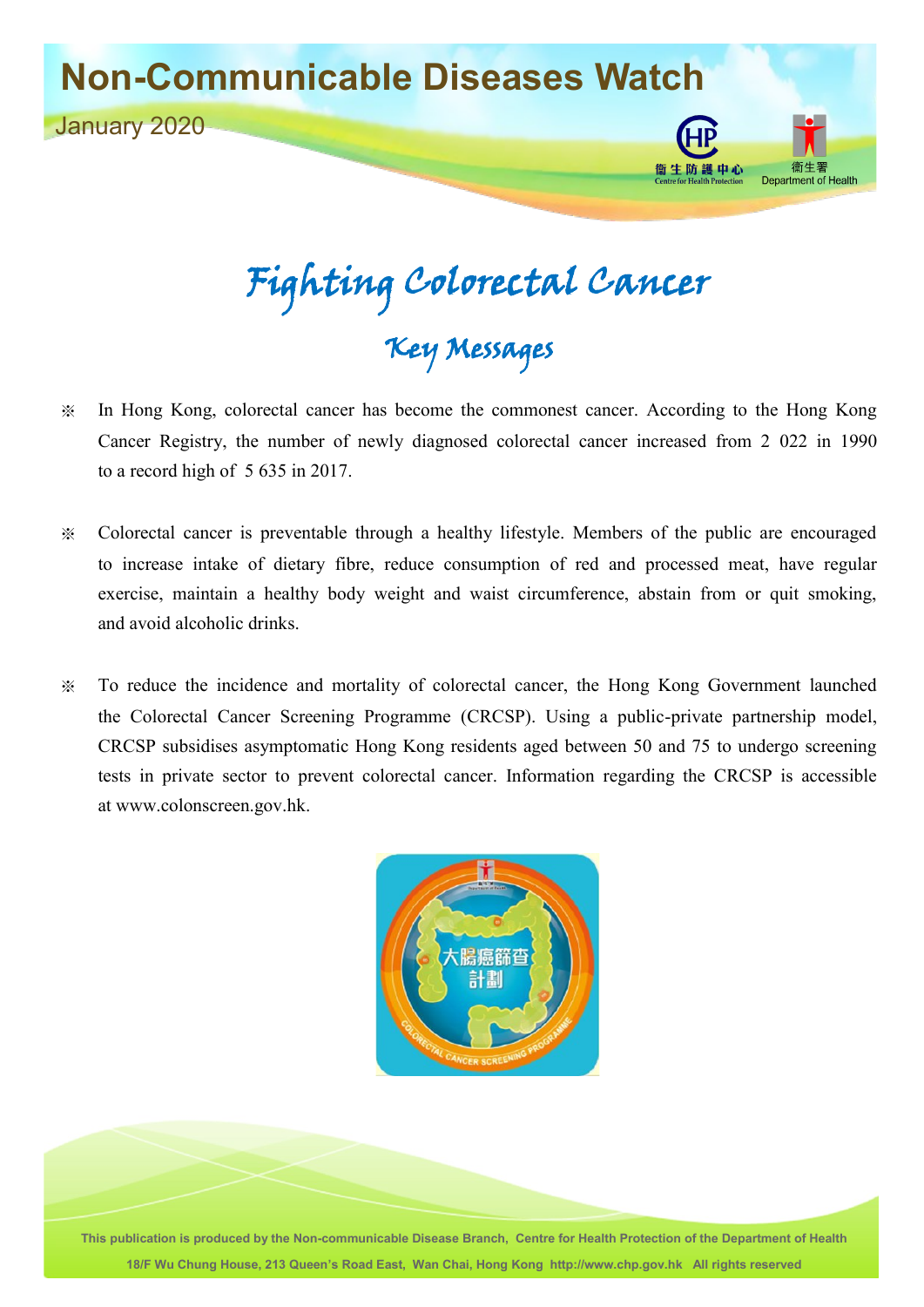# Non-Communicable Diseases Watch

January 2020

# Fighting Colorectal Cancer

## Key Messages

※ In Hong Kong, colorectal cancer has become the commonest cancer. According to the Hong Kong Cancer Registry, the number of newly diagnosed colorectal cancer increased from 2 022 in 1990 to a record high of 5 635 in 2017.

※ Colorectal cancer is preventable through a healthy lifestyle. Members of the public are encouraged to increase intake of dietary fibre, reduce consumption of red and processed meat, have regular exercise, maintain a healthy body weight and waist circumference, abstain from or quit smoking, and avoid alcoholic drinks.

※ To reduce the incidence and mortality of colorectal cancer, the Hong Kong Government launched the Colorectal Cancer Screening Programme (CRCSP). Using a public-private partnership model, CRCSP subsidises asymptomatic Hong Kong residents aged between 50 and 75 to undergo screening tests in private sector to prevent colorectal cancer. Information regarding the CRCSP is accessible at www.colonscreen.gov.hk.

This publication is produced by the Non-communicable Disease Branch, Centre for Health Protection of the Department of Health
18/F Wu Chung House, 213 Queen's Road East, Wan Chai, Hong Kong http://www.chp.gov.hk All rights reserved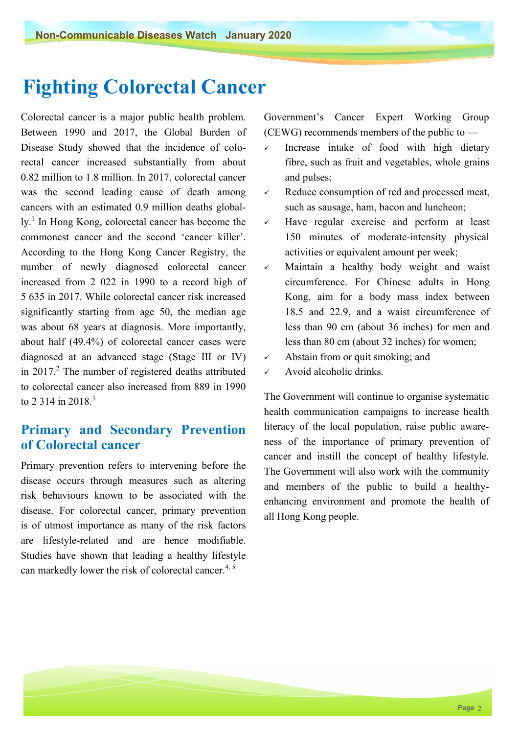# Fighting Colorectal Cancer

Colorectal cancer is a major public health problem. Between 1990 and 2017, the Global Burden of Disease Study showed that the incidence of colorectal cancer increased substantially from about 0.82 million to 1.8 million. In 2017, colorectal cancer was the second leading cause of death among cancers with an estimated 0.9 million deaths globally.[1] In Hong Kong, colorectal cancer has become the commonest cancer and the second 'cancer killer'. According to the Hong Kong Cancer Registry, the number of newly diagnosed colorectal cancer increased from 2 022 in 1990 to a record high of 5 635 in 2017. While colorectal cancer risk increased significantly starting from age 50, the median age was about 68 years at diagnosis. More importantly, about half (49.4%) of colorectal cancer cases were diagnosed at an advanced stage (Stage III or IV) in 2017.[2] The number of registered deaths attributed to colorectal cancer also increased from 889 in 1990 to 2 314 in 2018.[3]

## Primary and Secondary Prevention of Colorectal cancer

Primary prevention refers to intervening before the disease occurs through measures such as altering risk behaviours known to be associated with the disease. For colorectal cancer, primary prevention is of utmost importance as many of the risk factors are lifestyle-related and are hence modifiable. Studies have shown that leading a healthy lifestyle can markedly lower the risk of colorectal cancer.[4, 5] Government's Cancer Expert Working Group (CEWG) recommends members of the public to —

- ✓ Increase intake of food with high dietary fibre, such as fruit and vegetables, whole grains and pulses;
- ✓ Reduce consumption of red and processed meat, such as sausage, ham, bacon and luncheon;
- ✓ Have regular exercise and perform at least 150 minutes of moderate-intensity physical activities or equivalent amount per week;
- ✓ Maintain a healthy body weight and waist circumference. For Chinese adults in Hong Kong, aim for a body mass index between 18.5 and 22.9, and a waist circumference of less than 90 cm (about 36 inches) for men and less than 80 cm (about 32 inches) for women;
- ✓ Abstain from or quit smoking; and
- ✓ Avoid alcoholic drinks.

The Government will continue to organise systematic health communication campaigns to increase health literacy of the local population, raise public awareness of the importance of primary prevention of cancer and instill the concept of healthy lifestyle. The Government will also work with the community and members of the public to build a healthy-enhancing environment and promote the health of all Hong Kong people.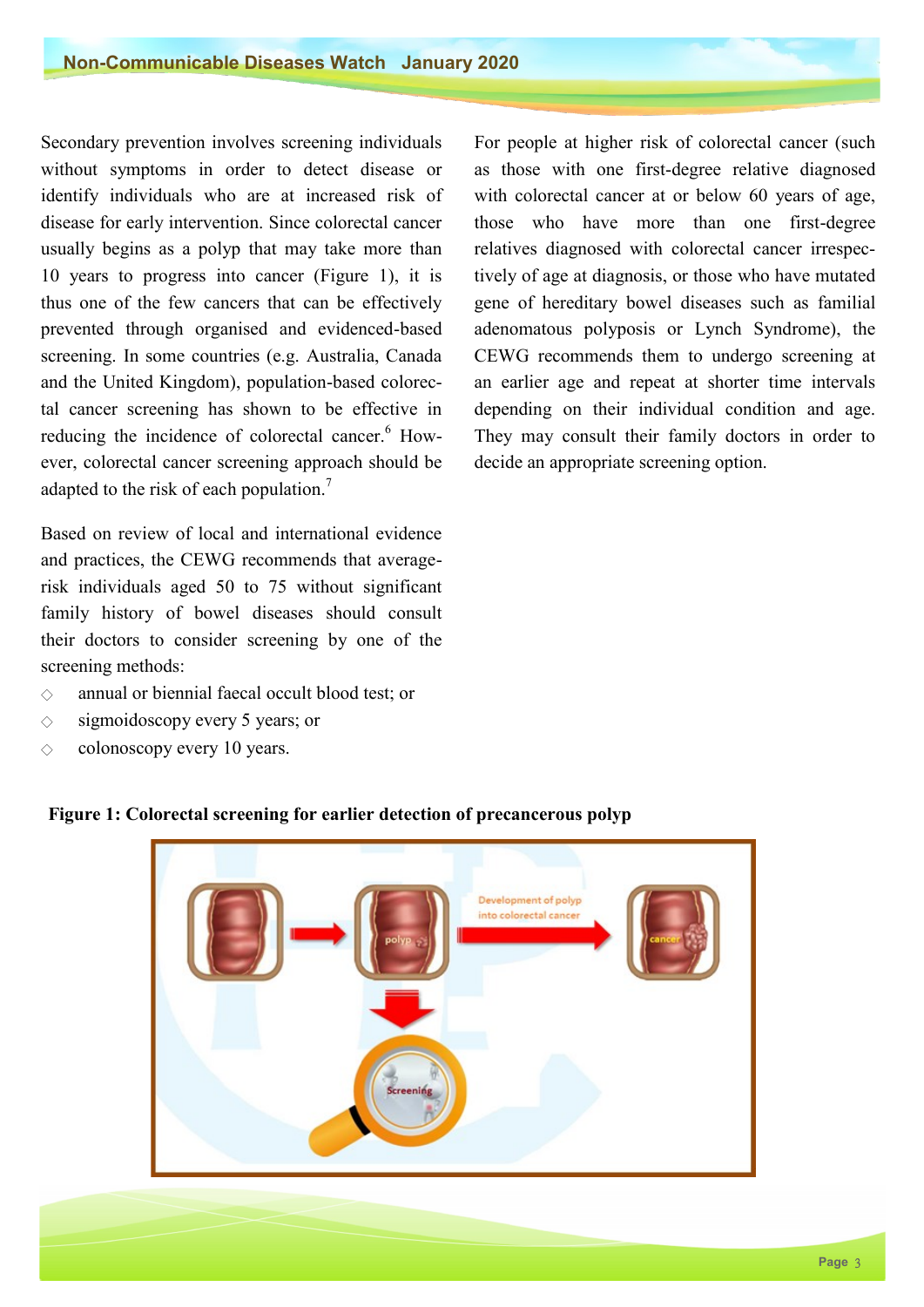Secondary prevention involves screening individuals without symptoms in order to detect disease or identify individuals who are at increased risk of disease for early intervention. Since colorectal cancer usually begins as a polyp that may take more than 10 years to progress into cancer (Figure 1), it is thus one of the few cancers that can be effectively prevented through organised and evidenced-based screening. In some countries (e.g. Australia, Canada and the United Kingdom), population-based colorectal cancer screening has shown to be effective in reducing the incidence of colorectal cancer.[6] However, colorectal cancer screening approach should be adapted to the risk of each population.[7]

Based on review of local and international evidence and practices, the CEWG recommends that average-risk individuals aged 50 to 75 without significant family history of bowel diseases should consult their doctors to consider screening by one of the screening methods:

- annual or biennial faecal occult blood test; or
- sigmoidoscopy every 5 years; or
- colonoscopy every 10 years.

For people at higher risk of colorectal cancer (such as those with one first-degree relative diagnosed with colorectal cancer at or below 60 years of age, those who have more than one first-degree relatives diagnosed with colorectal cancer irrespectively of age at diagnosis, or those who have mutated gene of hereditary bowel diseases such as familial adenomatous polyposis or Lynch Syndrome), the CEWG recommends them to undergo screening at an earlier age and repeat at shorter time intervals depending on their individual condition and age. They may consult their family doctors in order to decide an appropriate screening option.

**Figure 1: Colorectal screening for earlier detection of precancerous polyp**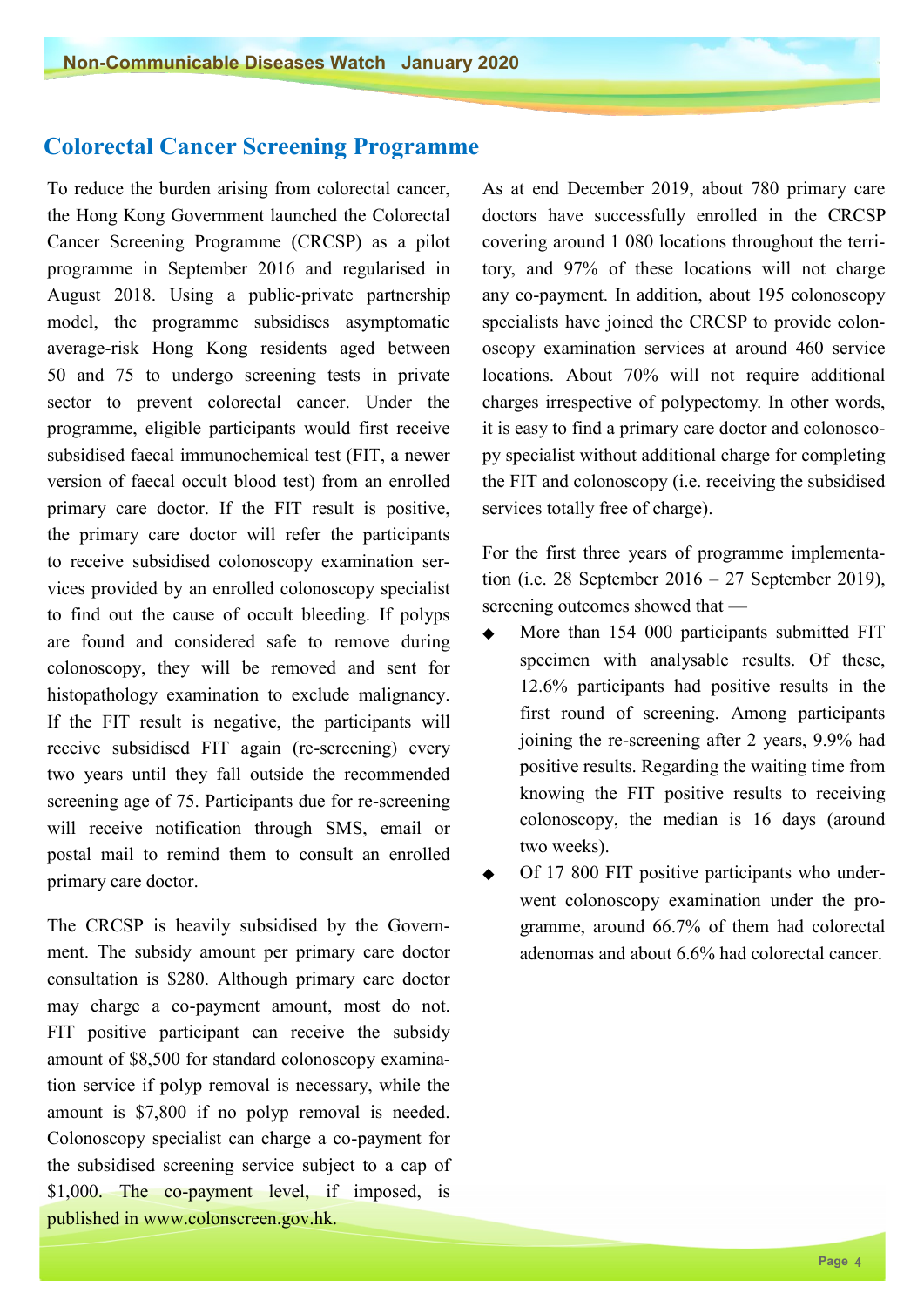## Colorectal Cancer Screening Programme

To reduce the burden arising from colorectal cancer, the Hong Kong Government launched the Colorectal Cancer Screening Programme (CRCSP) as a pilot programme in September 2016 and regularised in August 2018. Using a public-private partnership model, the programme subsidises asymptomatic average-risk Hong Kong residents aged between 50 and 75 to undergo screening tests in private sector to prevent colorectal cancer. Under the programme, eligible participants would first receive subsidised faecal immunochemical test (FIT, a newer version of faecal occult blood test) from an enrolled primary care doctor. If the FIT result is positive, the primary care doctor will refer the participants to receive subsidised colonoscopy examination services provided by an enrolled colonoscopy specialist to find out the cause of occult bleeding. If polyps are found and considered safe to remove during colonoscopy, they will be removed and sent for histopathology examination to exclude malignancy. If the FIT result is negative, the participants will receive subsidised FIT again (re-screening) every two years until they fall outside the recommended screening age of 75. Participants due for re-screening will receive notification through SMS, email or postal mail to remind them to consult an enrolled primary care doctor.

The CRCSP is heavily subsidised by the Government. The subsidy amount per primary care doctor consultation is $280. Although primary care doctor may charge a co-payment amount, most do not. FIT positive participant can receive the subsidy amount of $8,500 for standard colonoscopy examination service if polyp removal is necessary, while the amount is $7,800 if no polyp removal is needed. Colonoscopy specialist can charge a co-payment for the subsidised screening service subject to a cap of $1,000. The co-payment level, if imposed, is published in www.colonscreen.gov.hk.

As at end December 2019, about 780 primary care doctors have successfully enrolled in the CRCSP covering around 1 080 locations throughout the territory, and 97% of these locations will not charge any co-payment. In addition, about 195 colonoscopy specialists have joined the CRCSP to provide colonoscopy examination services at around 460 service locations. About 70% will not require additional charges irrespective of polypectomy. In other words, it is easy to find a primary care doctor and colonoscopy specialist without additional charge for completing the FIT and colonoscopy (i.e. receiving the subsidised services totally free of charge).

For the first three years of programme implementation (i.e. 28 September 2016 – 27 September 2019), screening outcomes showed that —

- More than 154 000 participants submitted FIT specimen with analysable results. Of these, 12.6% participants had positive results in the first round of screening. Among participants joining the re-screening after 2 years, 9.9% had positive results. Regarding the waiting time from knowing the FIT positive results to receiving colonoscopy, the median is 16 days (around two weeks).
- Of 17 800 FIT positive participants who underwent colonoscopy examination under the programme, around 66.7% of them had colorectal adenomas and about 6.6% had colorectal cancer.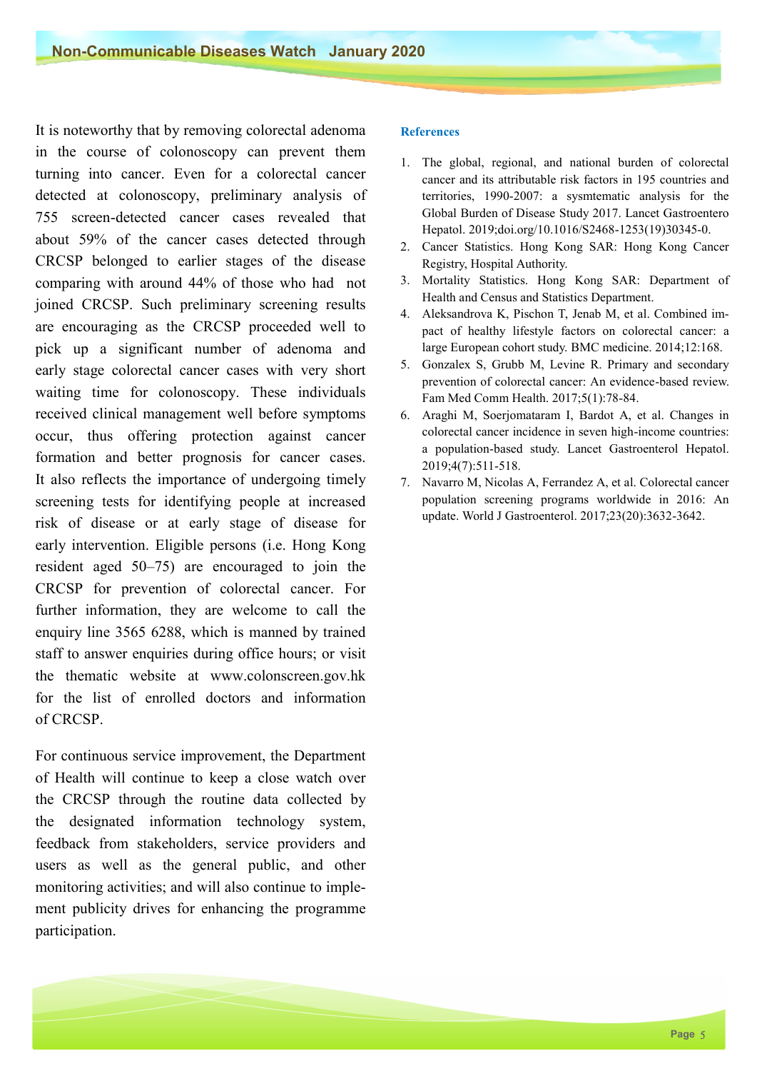It is noteworthy that by removing colorectal adenoma in the course of colonoscopy can prevent them turning into cancer. Even for a colorectal cancer detected at colonoscopy, preliminary analysis of 755 screen-detected cancer cases revealed that about 59% of the cancer cases detected through CRCSP belonged to earlier stages of the disease comparing with around 44% of those who had not joined CRCSP. Such preliminary screening results are encouraging as the CRCSP proceeded well to pick up a significant number of adenoma and early stage colorectal cancer cases with very short waiting time for colonoscopy. These individuals received clinical management well before symptoms occur, thus offering protection against cancer formation and better prognosis for cancer cases. It also reflects the importance of undergoing timely screening tests for identifying people at increased risk of disease or at early stage of disease for early intervention. Eligible persons (i.e. Hong Kong resident aged 50–75) are encouraged to join the CRCSP for prevention of colorectal cancer. For further information, they are welcome to call the enquiry line 3565 6288, which is manned by trained staff to answer enquiries during office hours; or visit the thematic website at www.colonscreen.gov.hk for the list of enrolled doctors and information of CRCSP.

For continuous service improvement, the Department of Health will continue to keep a close watch over the CRCSP through the routine data collected by the designated information technology system, feedback from stakeholders, service providers and users as well as the general public, and other monitoring activities; and will also continue to implement publicity drives for enhancing the programme participation.

**References**

1. The global, regional, and national burden of colorectal cancer and its attributable risk factors in 195 countries and territories, 1990-2007: a sysmtematic analysis for the Global Burden of Disease Study 2017. Lancet Gastroentero Hepatol. 2019;doi.org/10.1016/S2468-1253(19)30345-0.
2. Cancer Statistics. Hong Kong SAR: Hong Kong Cancer Registry, Hospital Authority.
3. Mortality Statistics. Hong Kong SAR: Department of Health and Census and Statistics Department.
4. Aleksandrova K, Pischon T, Jenab M, et al. Combined impact of healthy lifestyle factors on colorectal cancer: a large European cohort study. BMC medicine. 2014;12:168.
5. Gonzalex S, Grubb M, Levine R. Primary and secondary prevention of colorectal cancer: An evidence-based review. Fam Med Comm Health. 2017;5(1):78-84.
6. Araghi M, Soerjomataram I, Bardot A, et al. Changes in colorectal cancer incidence in seven high-income countries: a population-based study. Lancet Gastroenterol Hepatol. 2019;4(7):511-518.
7. Navarro M, Nicolas A, Ferrandez A, et al. Colorectal cancer population screening programs worldwide in 2016: An update. World J Gastroenterol. 2017;23(20):3632-3642.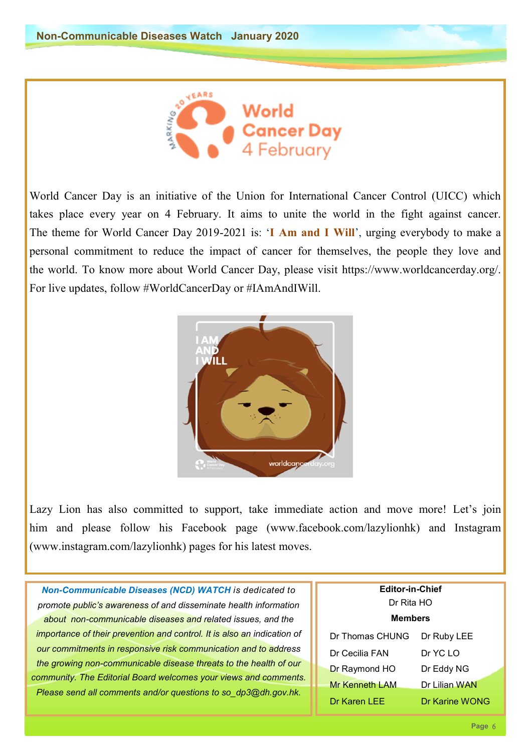World Cancer Day is an initiative of the Union for International Cancer Control (UICC) which takes place every year on 4 February. It aims to unite the world in the fight against cancer. The theme for World Cancer Day 2019-2021 is: '**I Am and I Will**', urging everybody to make a personal commitment to reduce the impact of cancer for themselves, the people they love and the world. To know more about World Cancer Day, please visit https://www.worldcancerday.org/. For live updates, follow #WorldCancerDay or #IAmAndIWill.

Lazy Lion has also committed to support, take immediate action and move more! Let's join him and please follow his Facebook page (www.facebook.com/lazylionhk) and Instagram (www.instagram.com/lazylionhk) pages for his latest moves.

***Non-Communicable Diseases (NCD) WATCH** is dedicated to promote public's awareness of and disseminate health information about non-communicable diseases and related issues, and the importance of their prevention and control. It is also an indication of our commitments in responsive risk communication and to address the growing non-communicable disease threats to the health of our community. The Editorial Board welcomes your views and comments. Please send all comments and/or questions to so_dp3@dh.gov.hk.*

**Editor-in-Chief**

Dr Rita HO

**Members**

| | |
|---|---|
| Dr Thomas CHUNG | Dr Ruby LEE |
| Dr Cecilia FAN | Dr YC LO |
| Dr Raymond HO | Dr Eddy NG |
| Mr Kenneth LAM | Dr Lilian WAN |
| Dr Karen LEE | Dr Karine WONG |